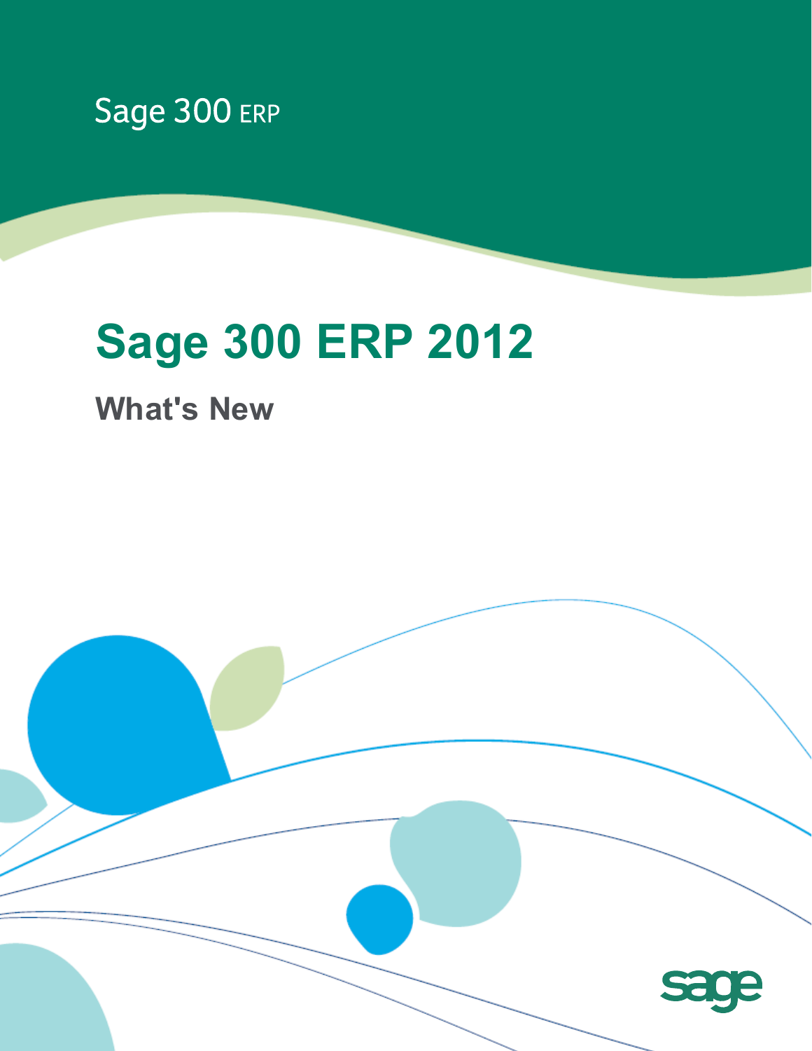Sage 300 ERP

# Sage 300 ERP 2012

## What's New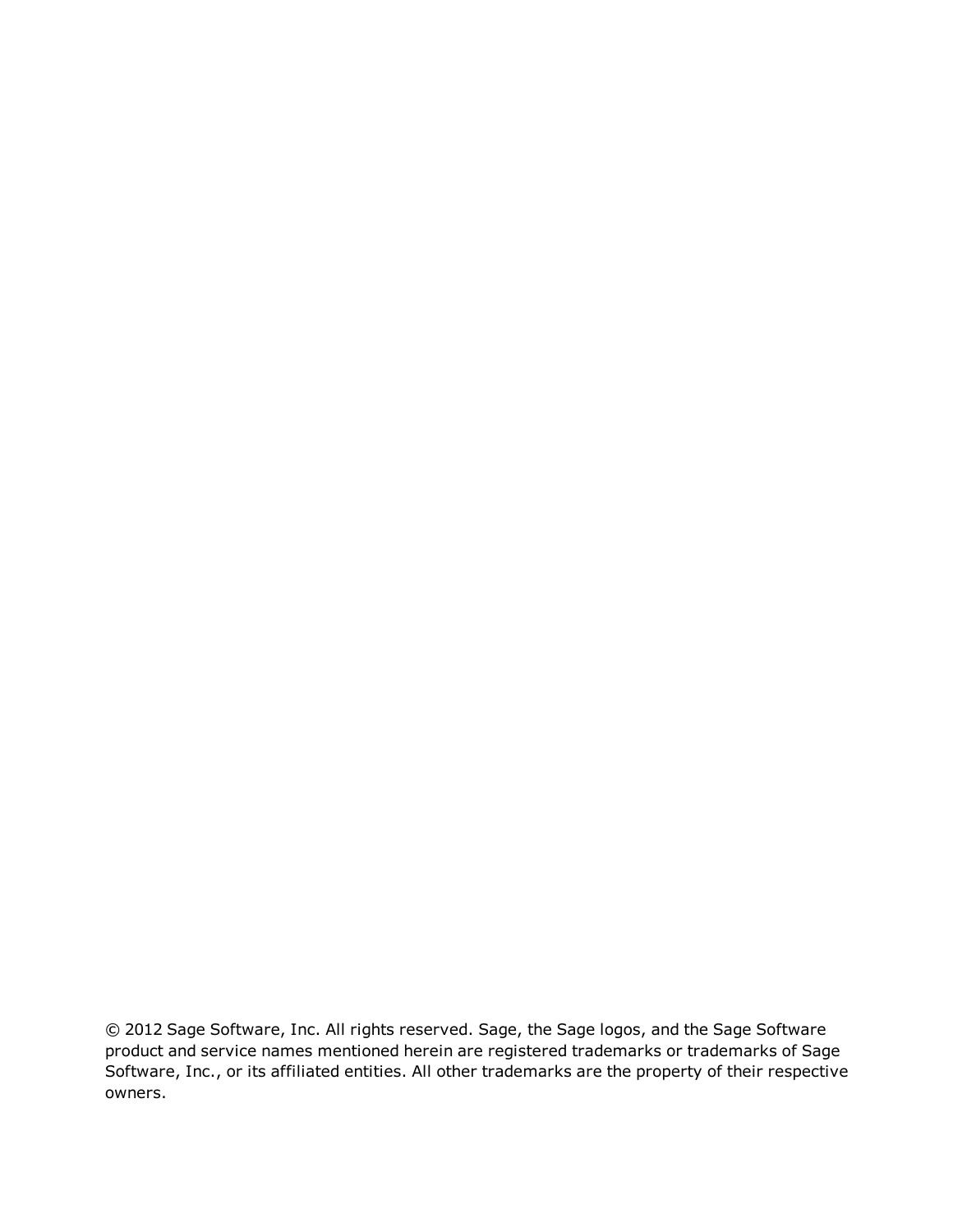© 2012 Sage Software, Inc. All rights reserved. Sage, the Sage logos, and the Sage Software product and service names mentioned herein are registered trademarks or trademarks of Sage Software, Inc., or its affiliated entities. All other trademarks are the property of their respective owners.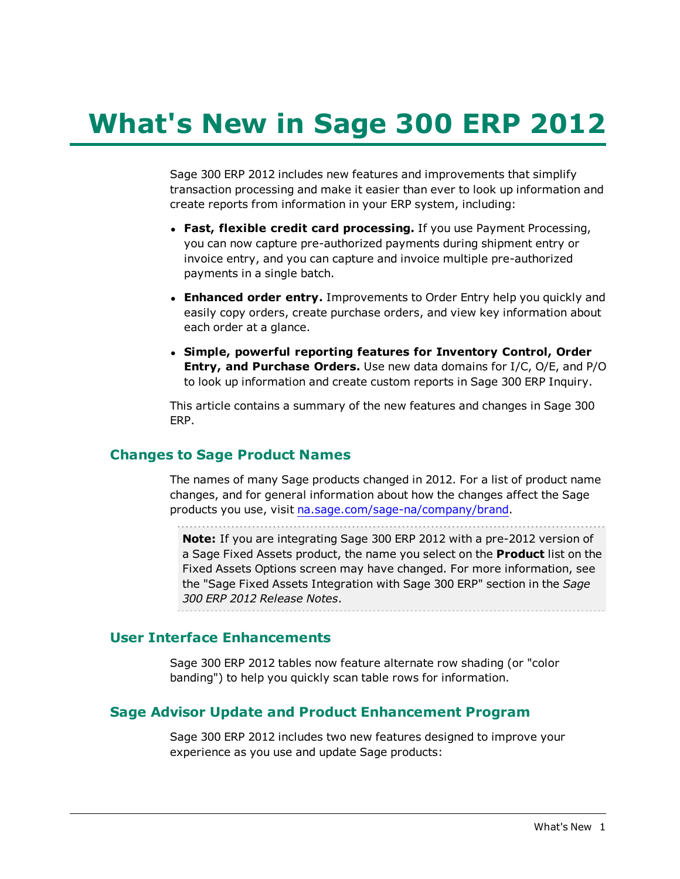# What's New in Sage 300 ERP 2012

Sage 300 ERP 2012 includes new features and improvements that simplify transaction processing and make it easier than ever to look up information and create reports from information in your ERP system, including:

- **Fast, flexible credit card processing.** If you use Payment Processing, you can now capture pre-authorized payments during shipment entry or invoice entry, and you can capture and invoice multiple pre-authorized payments in a single batch.
- **Enhanced order entry.** Improvements to Order Entry help you quickly and easily copy orders, create purchase orders, and view key information about each order at a glance.
- **Simple, powerful reporting features for Inventory Control, Order Entry, and Purchase Orders.** Use new data domains for I/C, O/E, and P/O to look up information and create custom reports in Sage 300 ERP Inquiry.

This article contains a summary of the new features and changes in Sage 300 ERP.

## Changes to Sage Product Names

The names of many Sage products changed in 2012. For a list of product name changes, and for general information about how the changes affect the Sage products you use, visit na.sage.com/sage-na/company/brand.

> **Note:** If you are integrating Sage 300 ERP 2012 with a pre-2012 version of a Sage Fixed Assets product, the name you select on the **Product** list on the Fixed Assets Options screen may have changed. For more information, see the "Sage Fixed Assets Integration with Sage 300 ERP" section in the *Sage 300 ERP 2012 Release Notes*.

## User Interface Enhancements

Sage 300 ERP 2012 tables now feature alternate row shading (or "color banding") to help you quickly scan table rows for information.

## Sage Advisor Update and Product Enhancement Program

Sage 300 ERP 2012 includes two new features designed to improve your experience as you use and update Sage products: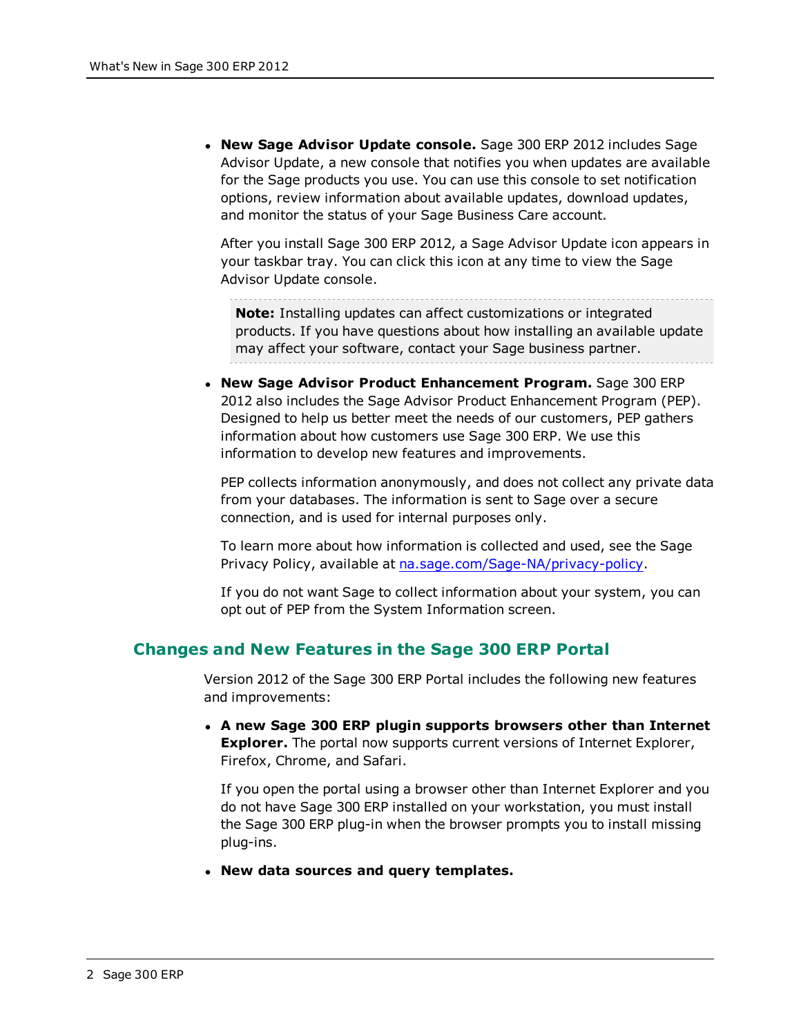- **New Sage Advisor Update console.** Sage 300 ERP 2012 includes Sage Advisor Update, a new console that notifies you when updates are available for the Sage products you use. You can use this console to set notification options, review information about available updates, download updates, and monitor the status of your Sage Business Care account.

  After you install Sage 300 ERP 2012, a Sage Advisor Update icon appears in your taskbar tray. You can click this icon at any time to view the Sage Advisor Update console.

  > **Note:** Installing updates can affect customizations or integrated products. If you have questions about how installing an available update may affect your software, contact your Sage business partner.

- **New Sage Advisor Product Enhancement Program.** Sage 300 ERP 2012 also includes the Sage Advisor Product Enhancement Program (PEP). Designed to help us better meet the needs of our customers, PEP gathers information about how customers use Sage 300 ERP. We use this information to develop new features and improvements.

  PEP collects information anonymously, and does not collect any private data from your databases. The information is sent to Sage over a secure connection, and is used for internal purposes only.

  To learn more about how information is collected and used, see the Sage Privacy Policy, available at na.sage.com/Sage-NA/privacy-policy.

  If you do not want Sage to collect information about your system, you can opt out of PEP from the System Information screen.

## Changes and New Features in the Sage 300 ERP Portal

Version 2012 of the Sage 300 ERP Portal includes the following new features and improvements:

- **A new Sage 300 ERP plugin supports browsers other than Internet Explorer.** The portal now supports current versions of Internet Explorer, Firefox, Chrome, and Safari.

  If you open the portal using a browser other than Internet Explorer and you do not have Sage 300 ERP installed on your workstation, you must install the Sage 300 ERP plug-in when the browser prompts you to install missing plug-ins.

- **New data sources and query templates.**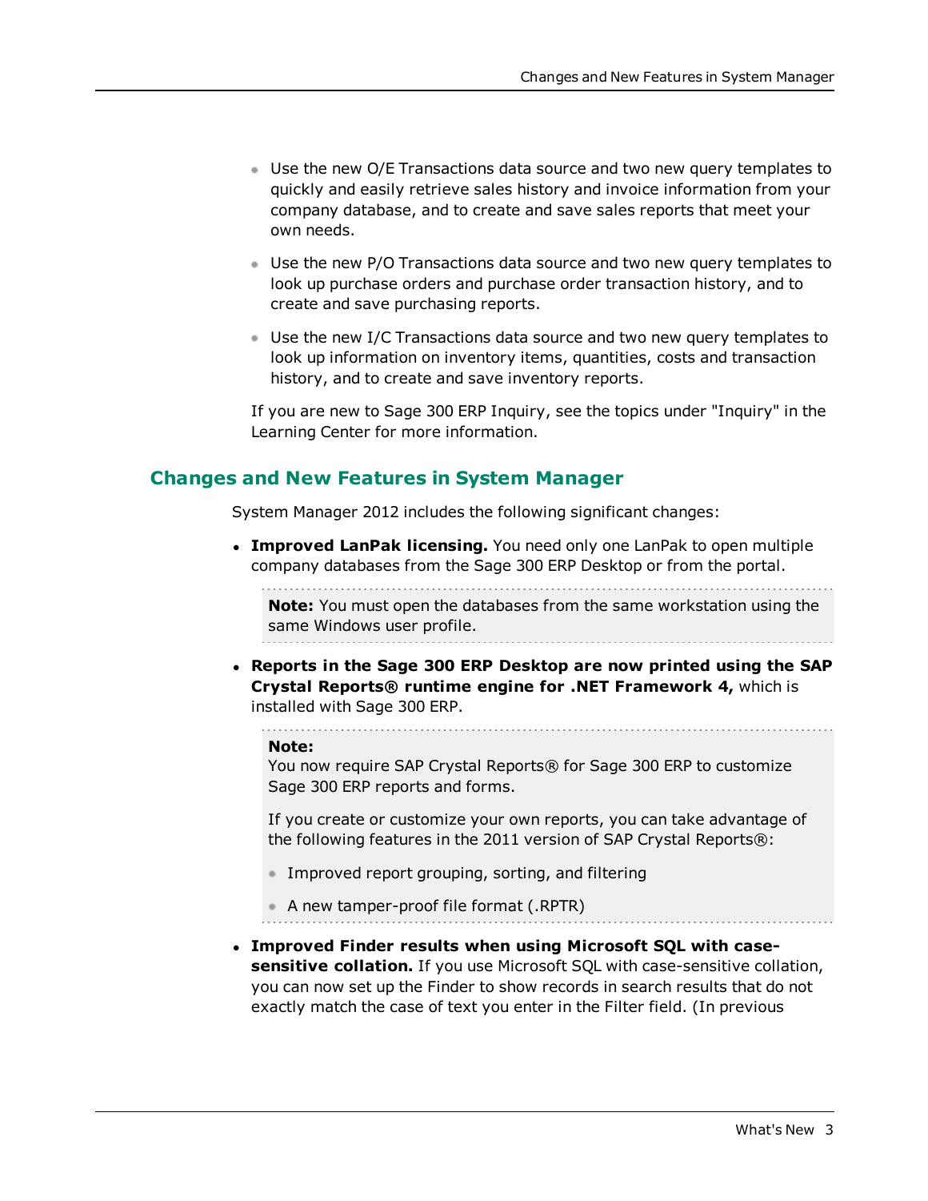- Use the new O/E Transactions data source and two new query templates to quickly and easily retrieve sales history and invoice information from your company database, and to create and save sales reports that meet your own needs.
- Use the new P/O Transactions data source and two new query templates to look up purchase orders and purchase order transaction history, and to create and save purchasing reports.
- Use the new I/C Transactions data source and two new query templates to look up information on inventory items, quantities, costs and transaction history, and to create and save inventory reports.

If you are new to Sage 300 ERP Inquiry, see the topics under "Inquiry" in the Learning Center for more information.

## Changes and New Features in System Manager

System Manager 2012 includes the following significant changes:

- **Improved LanPak licensing.** You need only one LanPak to open multiple company databases from the Sage 300 ERP Desktop or from the portal.

  > **Note:** You must open the databases from the same workstation using the same Windows user profile.

- **Reports in the Sage 300 ERP Desktop are now printed using the SAP Crystal Reports® runtime engine for .NET Framework 4,** which is installed with Sage 300 ERP.

  > **Note:**
  > You now require SAP Crystal Reports® for Sage 300 ERP to customize Sage 300 ERP reports and forms.
  >
  > If you create or customize your own reports, you can take advantage of the following features in the 2011 version of SAP Crystal Reports®:
  >
  > - Improved report grouping, sorting, and filtering
  > - A new tamper-proof file format (.RPTR)

- **Improved Finder results when using Microsoft SQL with case-sensitive collation.** If you use Microsoft SQL with case-sensitive collation, you can now set up the Finder to show records in search results that do not exactly match the case of text you enter in the Filter field. (In previous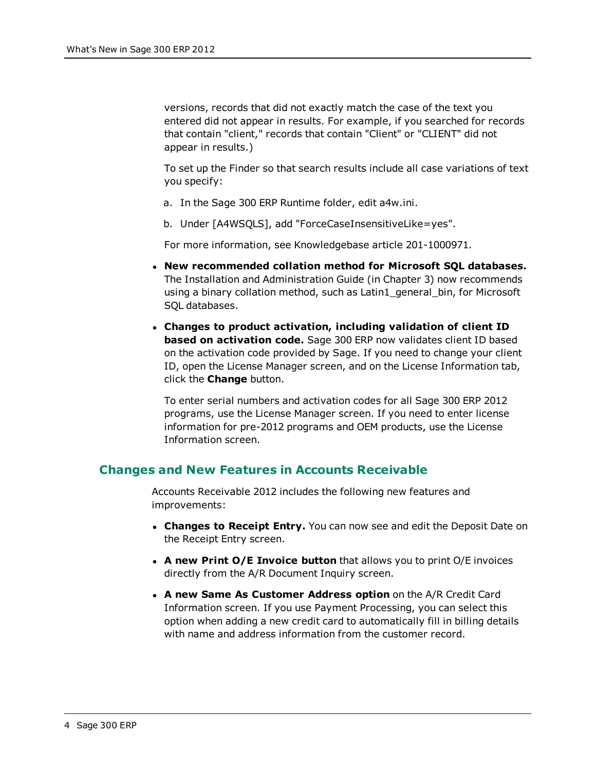versions, records that did not exactly match the case of the text you entered did not appear in results. For example, if you searched for records that contain "client," records that contain "Client" or "CLIENT" did not appear in results.)

To set up the Finder so that search results include all case variations of text you specify:

a. In the Sage 300 ERP Runtime folder, edit a4w.ini.

b. Under [A4WSQLS], add "ForceCaseInsensitiveLike=yes".

For more information, see Knowledgebase article 201-1000971.

- **New recommended collation method for Microsoft SQL databases.** The Installation and Administration Guide (in Chapter 3) now recommends using a binary collation method, such as Latin1_general_bin, for Microsoft SQL databases.
- **Changes to product activation, including validation of client ID based on activation code.** Sage 300 ERP now validates client ID based on the activation code provided by Sage. If you need to change your client ID, open the License Manager screen, and on the License Information tab, click the **Change** button.

  To enter serial numbers and activation codes for all Sage 300 ERP 2012 programs, use the License Manager screen. If you need to enter license information for pre-2012 programs and OEM products, use the License Information screen.

## Changes and New Features in Accounts Receivable

Accounts Receivable 2012 includes the following new features and improvements:

- **Changes to Receipt Entry.** You can now see and edit the Deposit Date on the Receipt Entry screen.
- **A new Print O/E Invoice button** that allows you to print O/E invoices directly from the A/R Document Inquiry screen.
- **A new Same As Customer Address option** on the A/R Credit Card Information screen. If you use Payment Processing, you can select this option when adding a new credit card to automatically fill in billing details with name and address information from the customer record.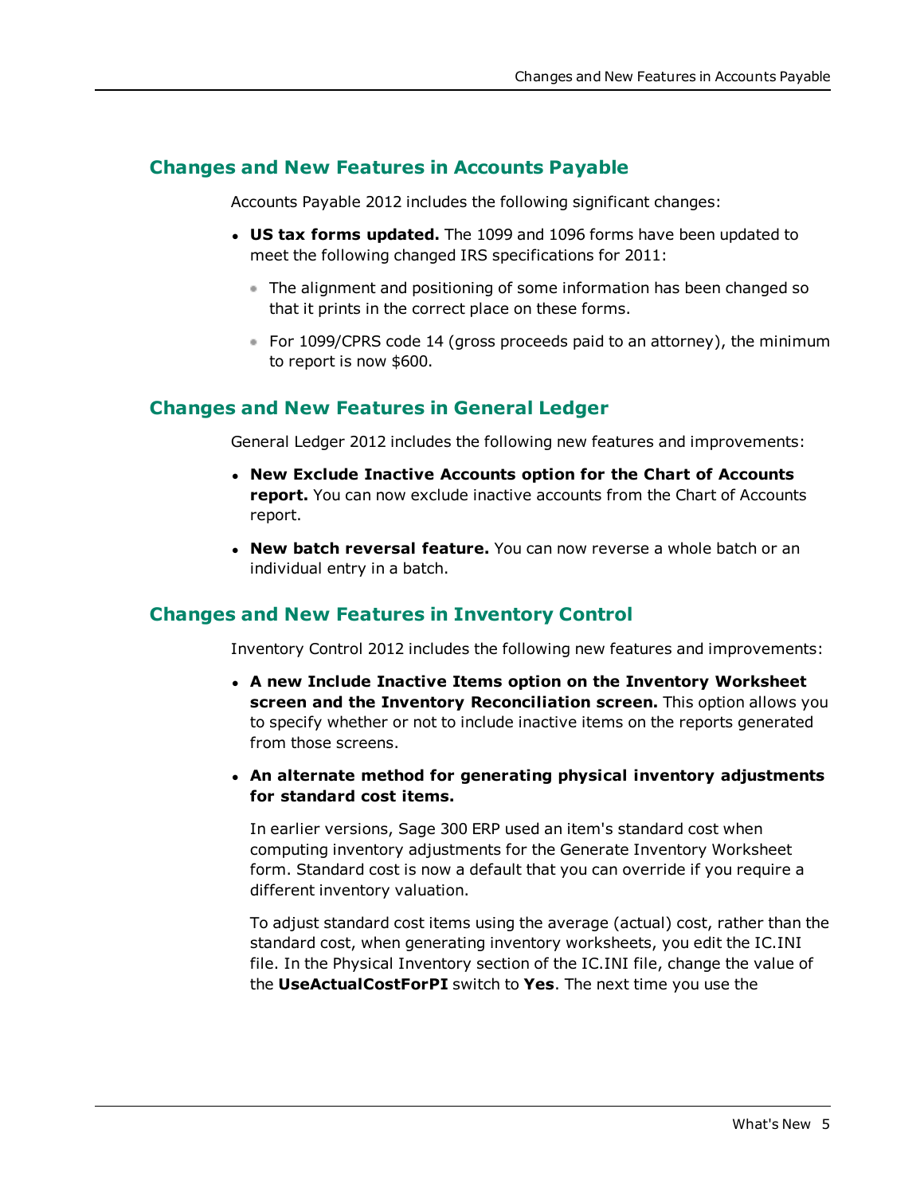## Changes and New Features in Accounts Payable

Accounts Payable 2012 includes the following significant changes:

- **US tax forms updated.** The 1099 and 1096 forms have been updated to meet the following changed IRS specifications for 2011:
  - The alignment and positioning of some information has been changed so that it prints in the correct place on these forms.
  - For 1099/CPRS code 14 (gross proceeds paid to an attorney), the minimum to report is now $600.

## Changes and New Features in General Ledger

General Ledger 2012 includes the following new features and improvements:

- **New Exclude Inactive Accounts option for the Chart of Accounts report.** You can now exclude inactive accounts from the Chart of Accounts report.
- **New batch reversal feature.** You can now reverse a whole batch or an individual entry in a batch.

## Changes and New Features in Inventory Control

Inventory Control 2012 includes the following new features and improvements:

- **A new Include Inactive Items option on the Inventory Worksheet screen and the Inventory Reconciliation screen.** This option allows you to specify whether or not to include inactive items on the reports generated from those screens.
- **An alternate method for generating physical inventory adjustments for standard cost items.**

  In earlier versions, Sage 300 ERP used an item's standard cost when computing inventory adjustments for the Generate Inventory Worksheet form. Standard cost is now a default that you can override if you require a different inventory valuation.

  To adjust standard cost items using the average (actual) cost, rather than the standard cost, when generating inventory worksheets, you edit the IC.INI file. In the Physical Inventory section of the IC.INI file, change the value of the **UseActualCostForPI** switch to **Yes**. The next time you use the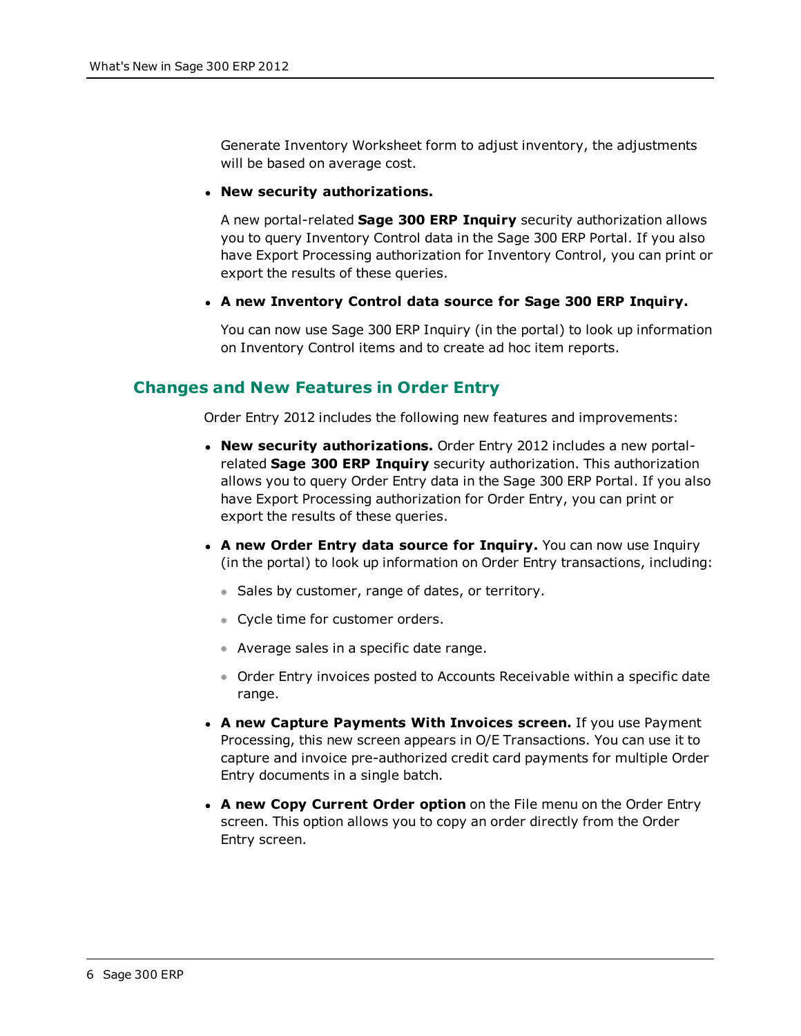Generate Inventory Worksheet form to adjust inventory, the adjustments will be based on average cost.

- **New security authorizations.**

  A new portal-related **Sage 300 ERP Inquiry** security authorization allows you to query Inventory Control data in the Sage 300 ERP Portal. If you also have Export Processing authorization for Inventory Control, you can print or export the results of these queries.

- **A new Inventory Control data source for Sage 300 ERP Inquiry.**

  You can now use Sage 300 ERP Inquiry (in the portal) to look up information on Inventory Control items and to create ad hoc item reports.

## Changes and New Features in Order Entry

Order Entry 2012 includes the following new features and improvements:

- **New security authorizations.** Order Entry 2012 includes a new portal-related **Sage 300 ERP Inquiry** security authorization. This authorization allows you to query Order Entry data in the Sage 300 ERP Portal. If you also have Export Processing authorization for Order Entry, you can print or export the results of these queries.
- **A new Order Entry data source for Inquiry.** You can now use Inquiry (in the portal) to look up information on Order Entry transactions, including:
  - Sales by customer, range of dates, or territory.
  - Cycle time for customer orders.
  - Average sales in a specific date range.
  - Order Entry invoices posted to Accounts Receivable within a specific date range.
- **A new Capture Payments With Invoices screen.** If you use Payment Processing, this new screen appears in O/E Transactions. You can use it to capture and invoice pre-authorized credit card payments for multiple Order Entry documents in a single batch.
- **A new Copy Current Order option** on the File menu on the Order Entry screen. This option allows you to copy an order directly from the Order Entry screen.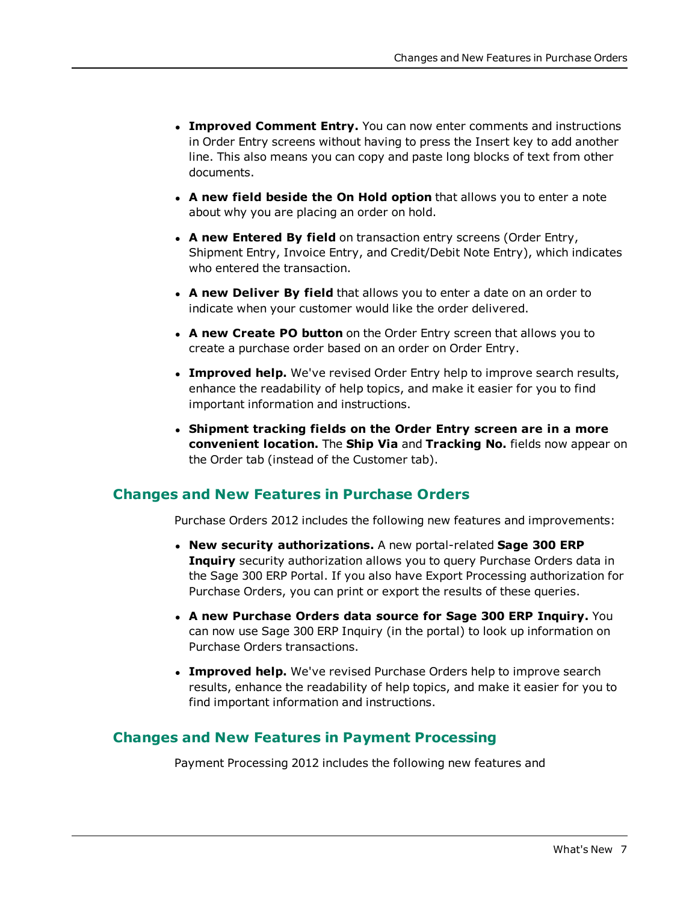- **Improved Comment Entry.** You can now enter comments and instructions in Order Entry screens without having to press the Insert key to add another line. This also means you can copy and paste long blocks of text from other documents.
- **A new field beside the On Hold option** that allows you to enter a note about why you are placing an order on hold.
- **A new Entered By field** on transaction entry screens (Order Entry, Shipment Entry, Invoice Entry, and Credit/Debit Note Entry), which indicates who entered the transaction.
- **A new Deliver By field** that allows you to enter a date on an order to indicate when your customer would like the order delivered.
- **A new Create PO button** on the Order Entry screen that allows you to create a purchase order based on an order on Order Entry.
- **Improved help.** We've revised Order Entry help to improve search results, enhance the readability of help topics, and make it easier for you to find important information and instructions.
- **Shipment tracking fields on the Order Entry screen are in a more convenient location.** The **Ship Via** and **Tracking No.** fields now appear on the Order tab (instead of the Customer tab).

## Changes and New Features in Purchase Orders

Purchase Orders 2012 includes the following new features and improvements:

- **New security authorizations.** A new portal-related **Sage 300 ERP Inquiry** security authorization allows you to query Purchase Orders data in the Sage 300 ERP Portal. If you also have Export Processing authorization for Purchase Orders, you can print or export the results of these queries.
- **A new Purchase Orders data source for Sage 300 ERP Inquiry.** You can now use Sage 300 ERP Inquiry (in the portal) to look up information on Purchase Orders transactions.
- **Improved help.** We've revised Purchase Orders help to improve search results, enhance the readability of help topics, and make it easier for you to find important information and instructions.

## Changes and New Features in Payment Processing

Payment Processing 2012 includes the following new features and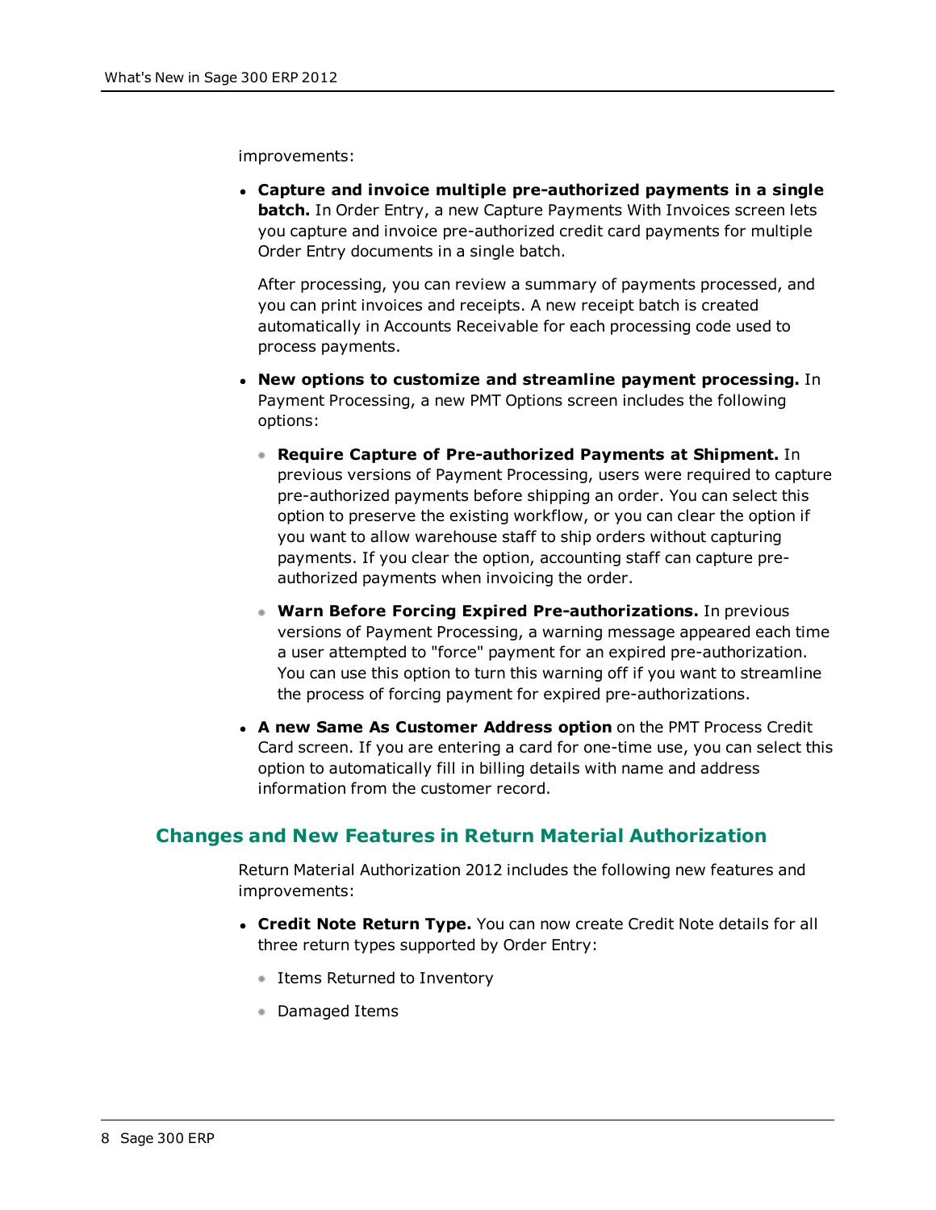improvements:

- **Capture and invoice multiple pre-authorized payments in a single batch.** In Order Entry, a new Capture Payments With Invoices screen lets you capture and invoice pre-authorized credit card payments for multiple Order Entry documents in a single batch.

  After processing, you can review a summary of payments processed, and you can print invoices and receipts. A new receipt batch is created automatically in Accounts Receivable for each processing code used to process payments.

- **New options to customize and streamline payment processing.** In Payment Processing, a new PMT Options screen includes the following options:

  - **Require Capture of Pre-authorized Payments at Shipment.** In previous versions of Payment Processing, users were required to capture pre-authorized payments before shipping an order. You can select this option to preserve the existing workflow, or you can clear the option if you want to allow warehouse staff to ship orders without capturing payments. If you clear the option, accounting staff can capture pre-authorized payments when invoicing the order.

  - **Warn Before Forcing Expired Pre-authorizations.** In previous versions of Payment Processing, a warning message appeared each time a user attempted to "force" payment for an expired pre-authorization. You can use this option to turn this warning off if you want to streamline the process of forcing payment for expired pre-authorizations.

- **A new Same As Customer Address option** on the PMT Process Credit Card screen. If you are entering a card for one-time use, you can select this option to automatically fill in billing details with name and address information from the customer record.

## Changes and New Features in Return Material Authorization

Return Material Authorization 2012 includes the following new features and improvements:

- **Credit Note Return Type.** You can now create Credit Note details for all three return types supported by Order Entry:

  - Items Returned to Inventory

  - Damaged Items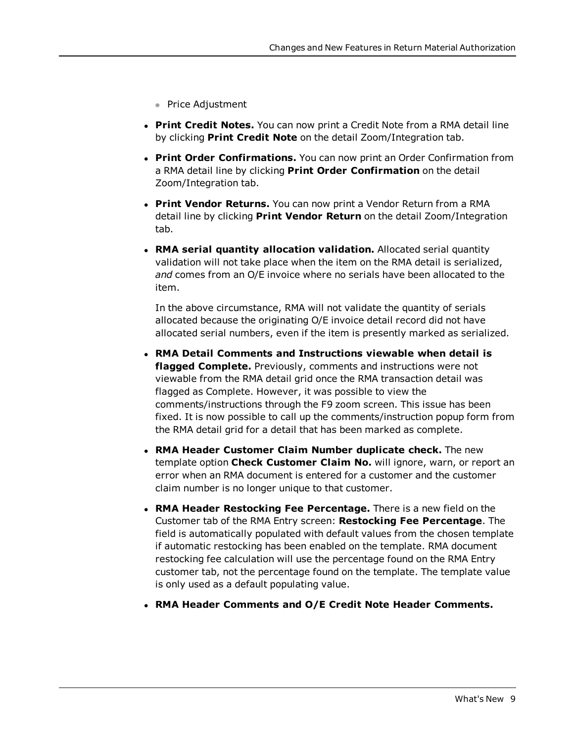- Price Adjustment

- **Print Credit Notes.** You can now print a Credit Note from a RMA detail line by clicking **Print Credit Note** on the detail Zoom/Integration tab.
- **Print Order Confirmations.** You can now print an Order Confirmation from a RMA detail line by clicking **Print Order Confirmation** on the detail Zoom/Integration tab.
- **Print Vendor Returns.** You can now print a Vendor Return from a RMA detail line by clicking **Print Vendor Return** on the detail Zoom/Integration tab.
- **RMA serial quantity allocation validation.** Allocated serial quantity validation will not take place when the item on the RMA detail is serialized, *and* comes from an O/E invoice where no serials have been allocated to the item.

  In the above circumstance, RMA will not validate the quantity of serials allocated because the originating O/E invoice detail record did not have allocated serial numbers, even if the item is presently marked as serialized.
- **RMA Detail Comments and Instructions viewable when detail is flagged Complete.** Previously, comments and instructions were not viewable from the RMA detail grid once the RMA transaction detail was flagged as Complete. However, it was possible to view the comments/instructions through the F9 zoom screen. This issue has been fixed. It is now possible to call up the comments/instruction popup form from the RMA detail grid for a detail that has been marked as complete.
- **RMA Header Customer Claim Number duplicate check.** The new template option **Check Customer Claim No.** will ignore, warn, or report an error when an RMA document is entered for a customer and the customer claim number is no longer unique to that customer.
- **RMA Header Restocking Fee Percentage.** There is a new field on the Customer tab of the RMA Entry screen: **Restocking Fee Percentage**. The field is automatically populated with default values from the chosen template if automatic restocking has been enabled on the template. RMA document restocking fee calculation will use the percentage found on the RMA Entry customer tab, not the percentage found on the template. The template value is only used as a default populating value.
- **RMA Header Comments and O/E Credit Note Header Comments.**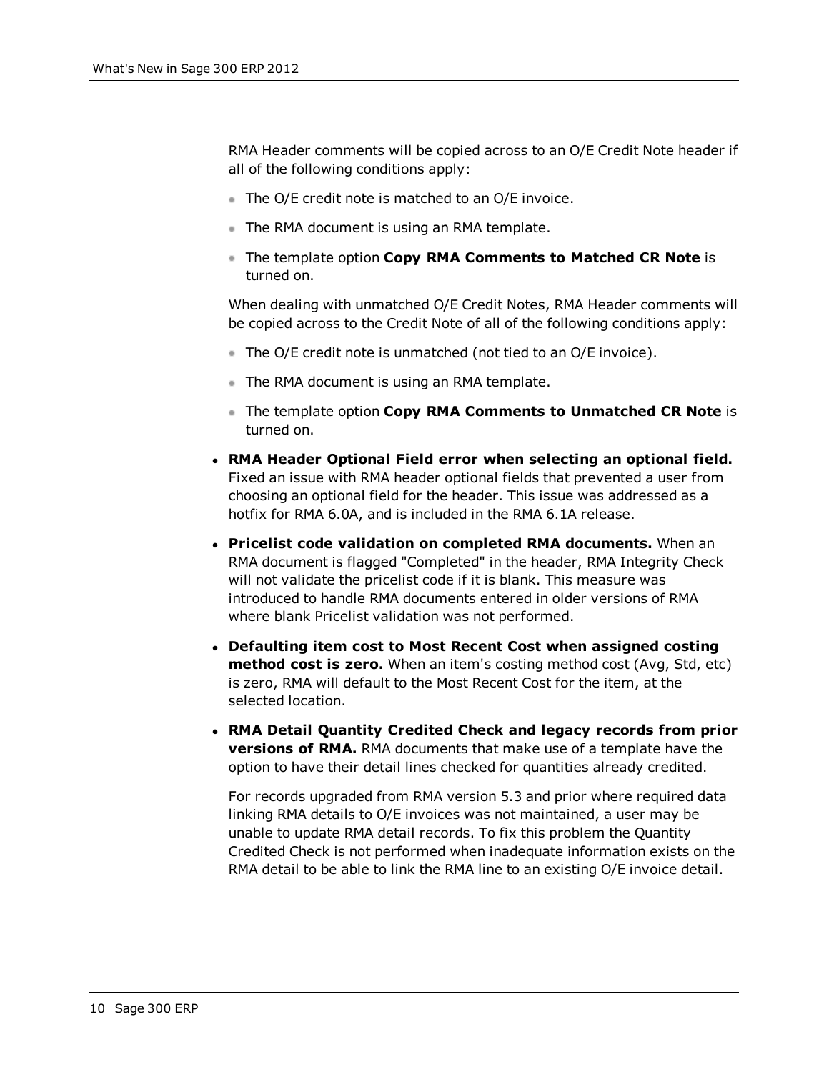RMA Header comments will be copied across to an O/E Credit Note header if all of the following conditions apply:

- The O/E credit note is matched to an O/E invoice.
- The RMA document is using an RMA template.
- The template option **Copy RMA Comments to Matched CR Note** is turned on.

When dealing with unmatched O/E Credit Notes, RMA Header comments will be copied across to the Credit Note of all of the following conditions apply:

- The O/E credit note is unmatched (not tied to an O/E invoice).
- The RMA document is using an RMA template.
- The template option **Copy RMA Comments to Unmatched CR Note** is turned on.

- **RMA Header Optional Field error when selecting an optional field.** Fixed an issue with RMA header optional fields that prevented a user from choosing an optional field for the header. This issue was addressed as a hotfix for RMA 6.0A, and is included in the RMA 6.1A release.
- **Pricelist code validation on completed RMA documents.** When an RMA document is flagged "Completed" in the header, RMA Integrity Check will not validate the pricelist code if it is blank. This measure was introduced to handle RMA documents entered in older versions of RMA where blank Pricelist validation was not performed.
- **Defaulting item cost to Most Recent Cost when assigned costing method cost is zero.** When an item's costing method cost (Avg, Std, etc) is zero, RMA will default to the Most Recent Cost for the item, at the selected location.
- **RMA Detail Quantity Credited Check and legacy records from prior versions of RMA.** RMA documents that make use of a template have the option to have their detail lines checked for quantities already credited.

  For records upgraded from RMA version 5.3 and prior where required data linking RMA details to O/E invoices was not maintained, a user may be unable to update RMA detail records. To fix this problem the Quantity Credited Check is not performed when inadequate information exists on the RMA detail to be able to link the RMA line to an existing O/E invoice detail.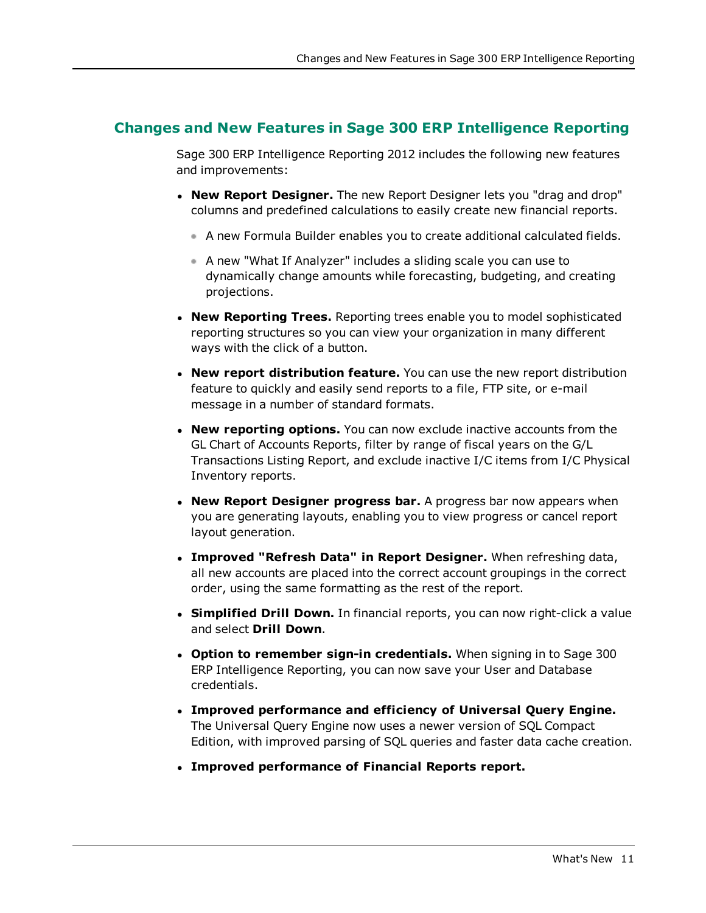## Changes and New Features in Sage 300 ERP Intelligence Reporting

Sage 300 ERP Intelligence Reporting 2012 includes the following new features and improvements:

- **New Report Designer.** The new Report Designer lets you "drag and drop" columns and predefined calculations to easily create new financial reports.
  - A new Formula Builder enables you to create additional calculated fields.
  - A new "What If Analyzer" includes a sliding scale you can use to dynamically change amounts while forecasting, budgeting, and creating projections.
- **New Reporting Trees.** Reporting trees enable you to model sophisticated reporting structures so you can view your organization in many different ways with the click of a button.
- **New report distribution feature.** You can use the new report distribution feature to quickly and easily send reports to a file, FTP site, or e-mail message in a number of standard formats.
- **New reporting options.** You can now exclude inactive accounts from the GL Chart of Accounts Reports, filter by range of fiscal years on the G/L Transactions Listing Report, and exclude inactive I/C items from I/C Physical Inventory reports.
- **New Report Designer progress bar.** A progress bar now appears when you are generating layouts, enabling you to view progress or cancel report layout generation.
- **Improved "Refresh Data" in Report Designer.** When refreshing data, all new accounts are placed into the correct account groupings in the correct order, using the same formatting as the rest of the report.
- **Simplified Drill Down.** In financial reports, you can now right-click a value and select **Drill Down**.
- **Option to remember sign-in credentials.** When signing in to Sage 300 ERP Intelligence Reporting, you can now save your User and Database credentials.
- **Improved performance and efficiency of Universal Query Engine.** The Universal Query Engine now uses a newer version of SQL Compact Edition, with improved parsing of SQL queries and faster data cache creation.
- **Improved performance of Financial Reports report.**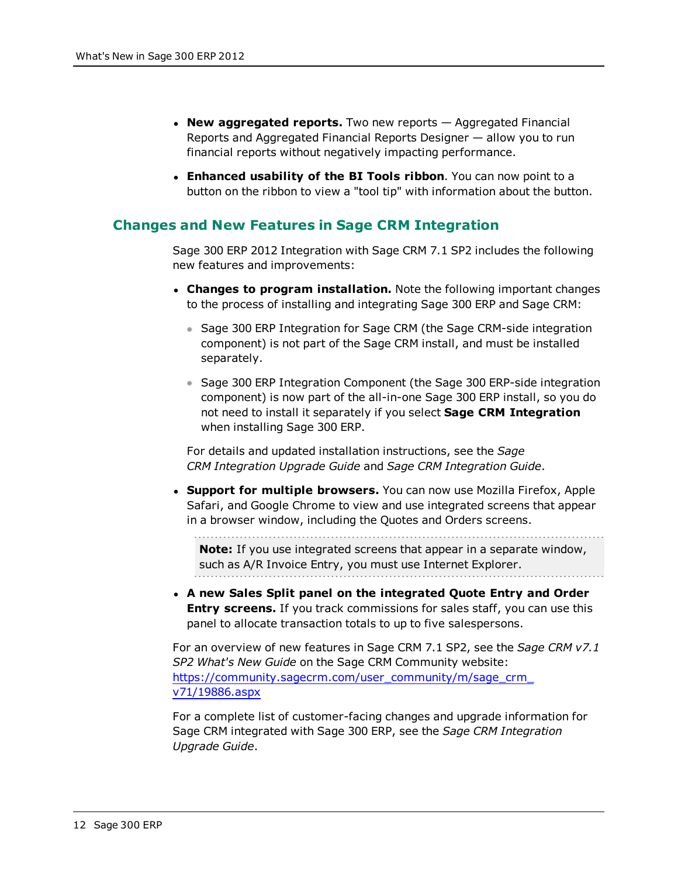- **New aggregated reports.** Two new reports — Aggregated Financial Reports and Aggregated Financial Reports Designer — allow you to run financial reports without negatively impacting performance.
- **Enhanced usability of the BI Tools ribbon**. You can now point to a button on the ribbon to view a "tool tip" with information about the button.

## Changes and New Features in Sage CRM Integration

Sage 300 ERP 2012 Integration with Sage CRM 7.1 SP2 includes the following new features and improvements:

- **Changes to program installation.** Note the following important changes to the process of installing and integrating Sage 300 ERP and Sage CRM:
  - Sage 300 ERP Integration for Sage CRM (the Sage CRM-side integration component) is not part of the Sage CRM install, and must be installed separately.
  - Sage 300 ERP Integration Component (the Sage 300 ERP-side integration component) is now part of the all-in-one Sage 300 ERP install, so you do not need to install it separately if you select **Sage CRM Integration** when installing Sage 300 ERP.

  For details and updated installation instructions, see the *Sage CRM Integration Upgrade Guide* and *Sage CRM Integration Guide*.

- **Support for multiple browsers.** You can now use Mozilla Firefox, Apple Safari, and Google Chrome to view and use integrated screens that appear in a browser window, including the Quotes and Orders screens.

  **Note:** If you use integrated screens that appear in a separate window, such as A/R Invoice Entry, you must use Internet Explorer.

- **A new Sales Split panel on the integrated Quote Entry and Order Entry screens.** If you track commissions for sales staff, you can use this panel to allocate transaction totals to up to five salespersons.

For an overview of new features in Sage CRM 7.1 SP2, see the *Sage CRM v7.1 SP2 What's New Guide* on the Sage CRM Community website: https://community.sagecrm.com/user_community/m/sage_crm_v71/19886.aspx

For a complete list of customer-facing changes and upgrade information for Sage CRM integrated with Sage 300 ERP, see the *Sage CRM Integration Upgrade Guide*.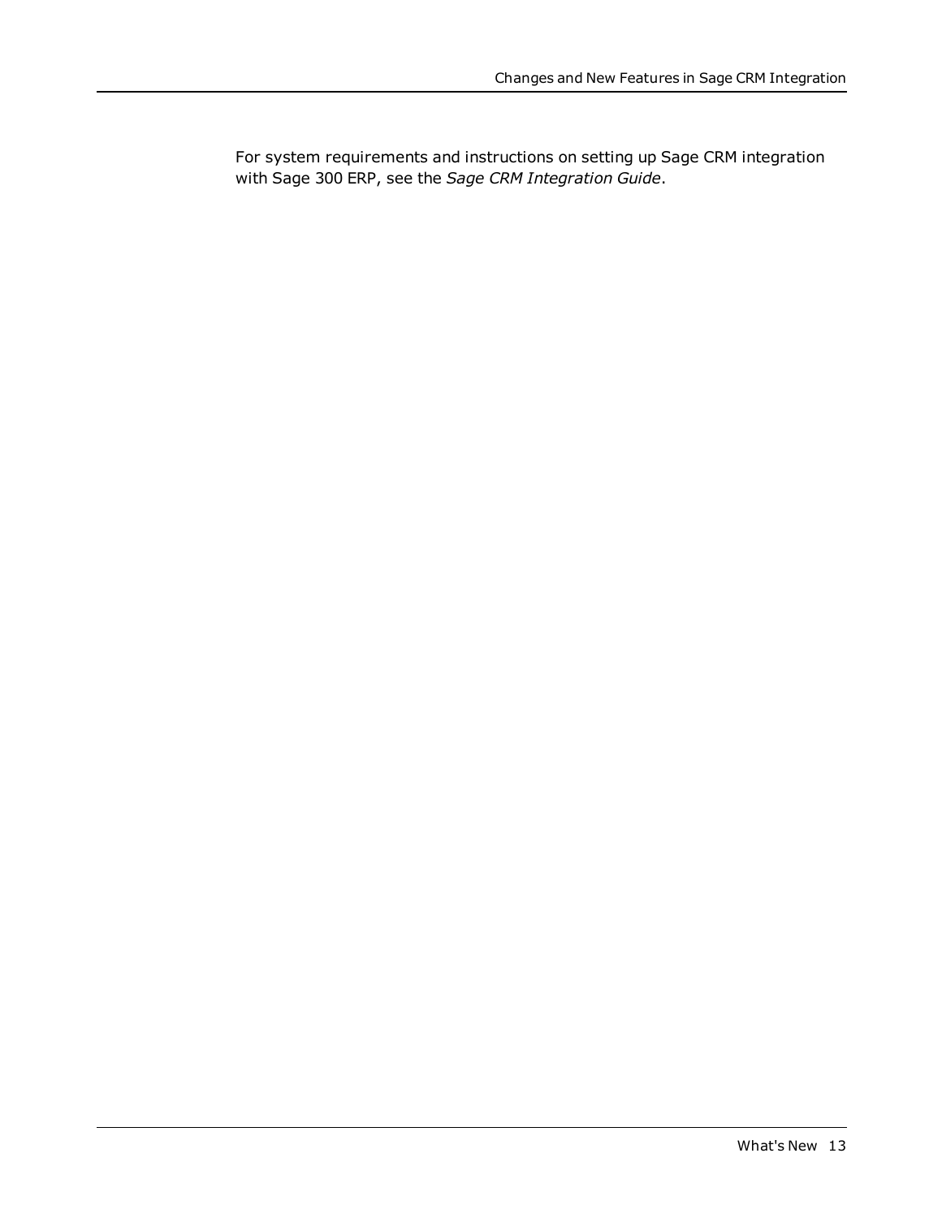For system requirements and instructions on setting up Sage CRM integration with Sage 300 ERP, see the *Sage CRM Integration Guide*.